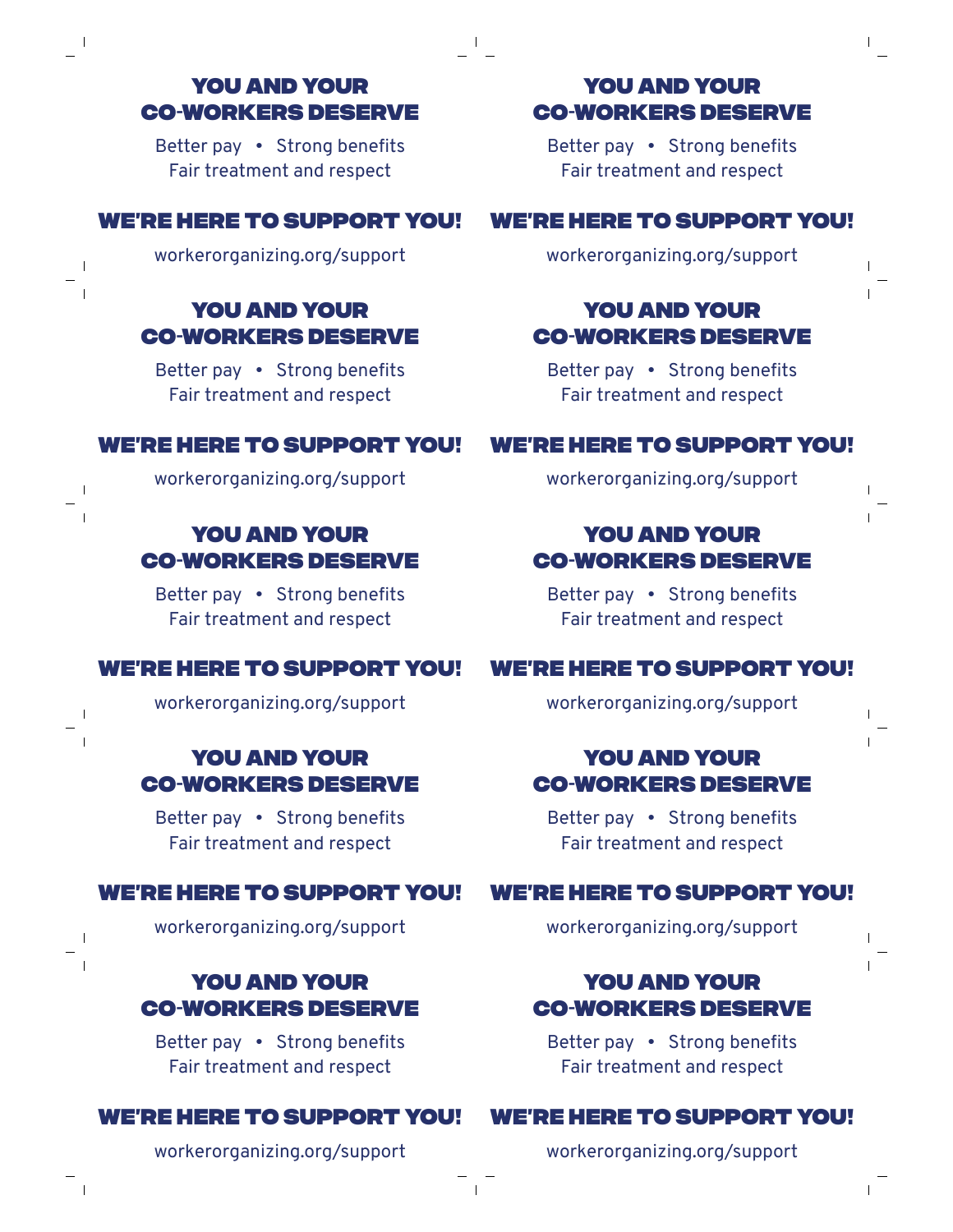## YOU AND YOUR CO-WORKERS DESERVE

Better pay • Strong benefits
Fair treatment and respect

## WE'RE HERE TO SUPPORT YOU!

workerorganizing.org/support

## YOU AND YOUR CO-WORKERS DESERVE

Better pay • Strong benefits
Fair treatment and respect

## WE'RE HERE TO SUPPORT YOU!

workerorganizing.org/support

## YOU AND YOUR CO-WORKERS DESERVE

Better pay • Strong benefits
Fair treatment and respect

## WE'RE HERE TO SUPPORT YOU!

workerorganizing.org/support

## YOU AND YOUR CO-WORKERS DESERVE

Better pay • Strong benefits
Fair treatment and respect

## WE'RE HERE TO SUPPORT YOU!

workerorganizing.org/support

## YOU AND YOUR CO-WORKERS DESERVE

Better pay • Strong benefits
Fair treatment and respect

## WE'RE HERE TO SUPPORT YOU!

workerorganizing.org/support

## YOU AND YOUR CO-WORKERS DESERVE

Better pay • Strong benefits
Fair treatment and respect

## WE'RE HERE TO SUPPORT YOU!

workerorganizing.org/support

## YOU AND YOUR CO-WORKERS DESERVE

Better pay • Strong benefits
Fair treatment and respect

## WE'RE HERE TO SUPPORT YOU!

workerorganizing.org/support

## YOU AND YOUR CO-WORKERS DESERVE

Better pay • Strong benefits
Fair treatment and respect

## WE'RE HERE TO SUPPORT YOU!

workerorganizing.org/support

## YOU AND YOUR CO-WORKERS DESERVE

Better pay • Strong benefits
Fair treatment and respect

## WE'RE HERE TO SUPPORT YOU!

workerorganizing.org/support

## YOU AND YOUR CO-WORKERS DESERVE

Better pay • Strong benefits
Fair treatment and respect

## WE'RE HERE TO SUPPORT YOU!

workerorganizing.org/support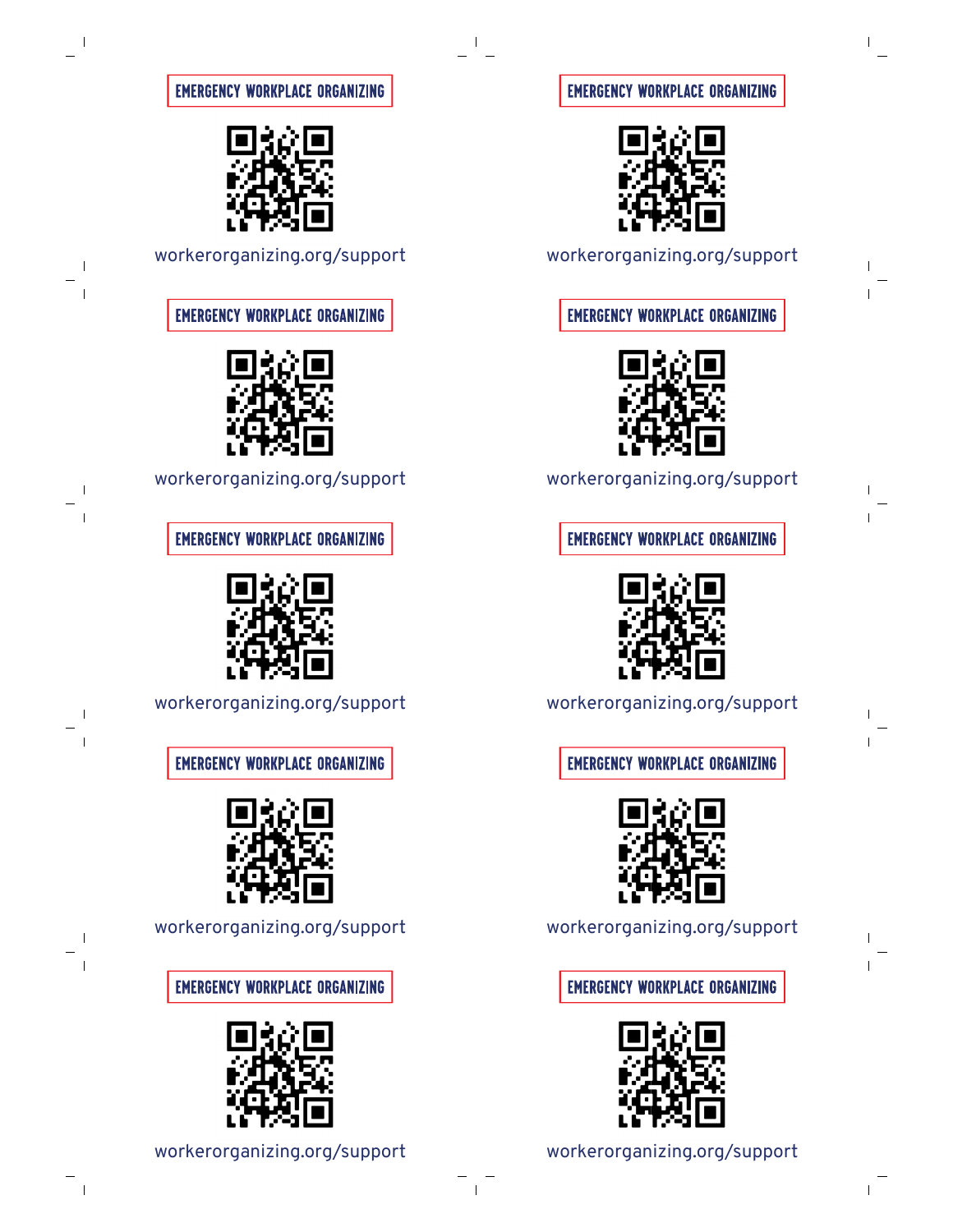EMERGENCY WORKPLACE ORGANIZING

workerorganizing.org/support

EMERGENCY WORKPLACE ORGANIZING

workerorganizing.org/support

EMERGENCY WORKPLACE ORGANIZING

workerorganizing.org/support

EMERGENCY WORKPLACE ORGANIZING

workerorganizing.org/support

EMERGENCY WORKPLACE ORGANIZING

workerorganizing.org/support

EMERGENCY WORKPLACE ORGANIZING

workerorganizing.org/support

EMERGENCY WORKPLACE ORGANIZING

workerorganizing.org/support

EMERGENCY WORKPLACE ORGANIZING

workerorganizing.org/support

EMERGENCY WORKPLACE ORGANIZING

workerorganizing.org/support

EMERGENCY WORKPLACE ORGANIZING

workerorganizing.org/support